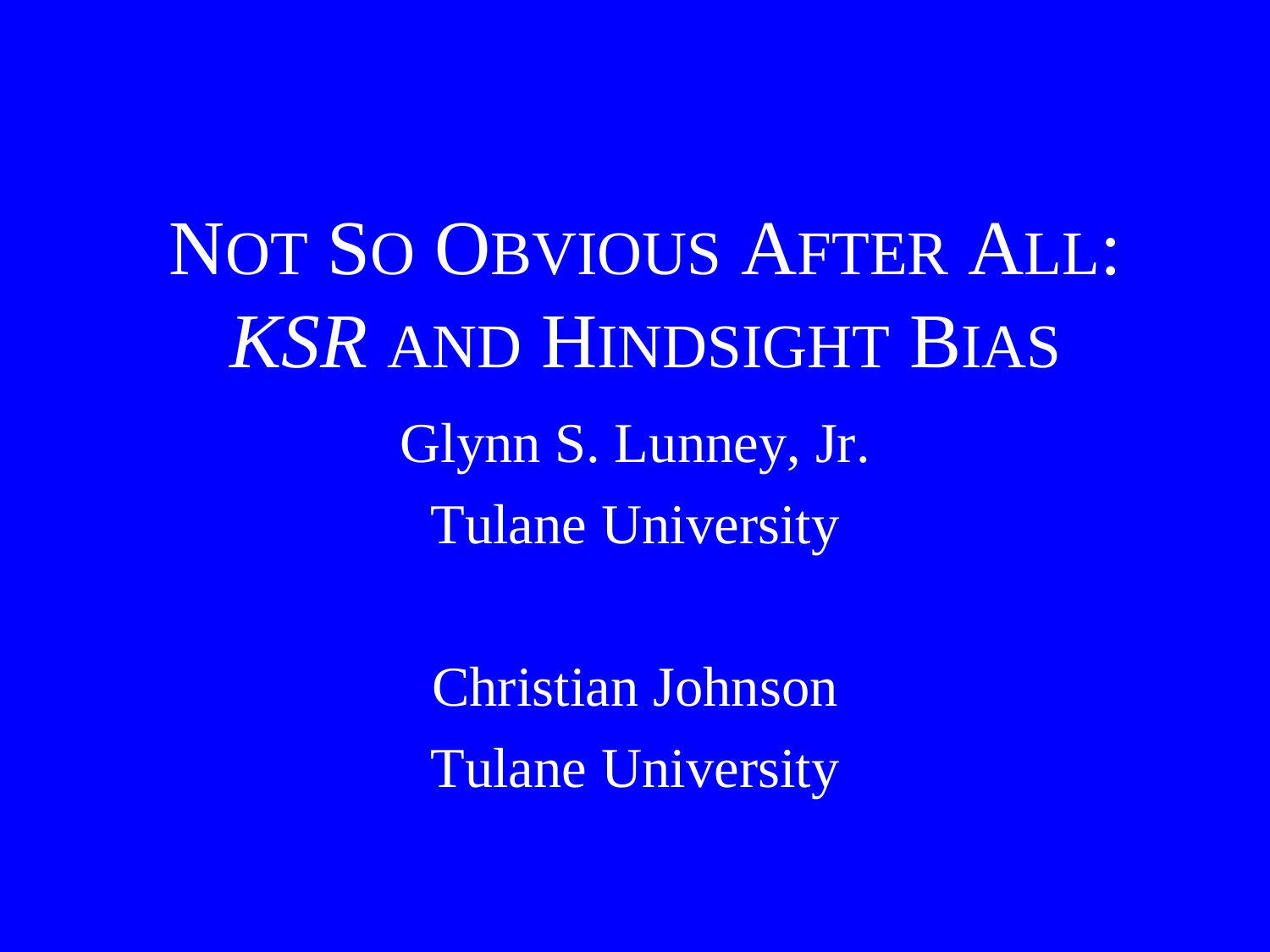# NOT SO OBVIOUS AFTER ALL: *KSR* AND HINDSIGHT BIAS

Glynn S. Lunney, Jr.

Tulane University

Christian Johnson

Tulane University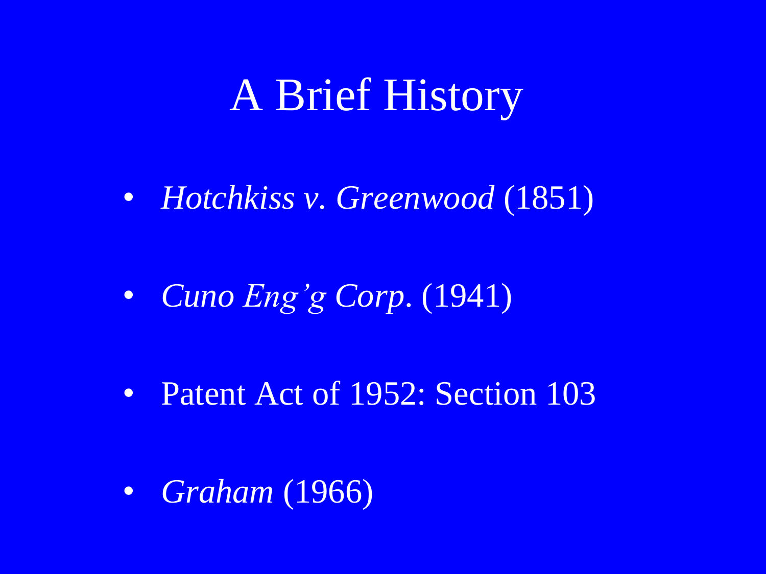# A Brief History

- *Hotchkiss v. Greenwood* (1851)
- *Cuno Eng'g Corp.* (1941)
- Patent Act of 1952: Section 103
- *Graham* (1966)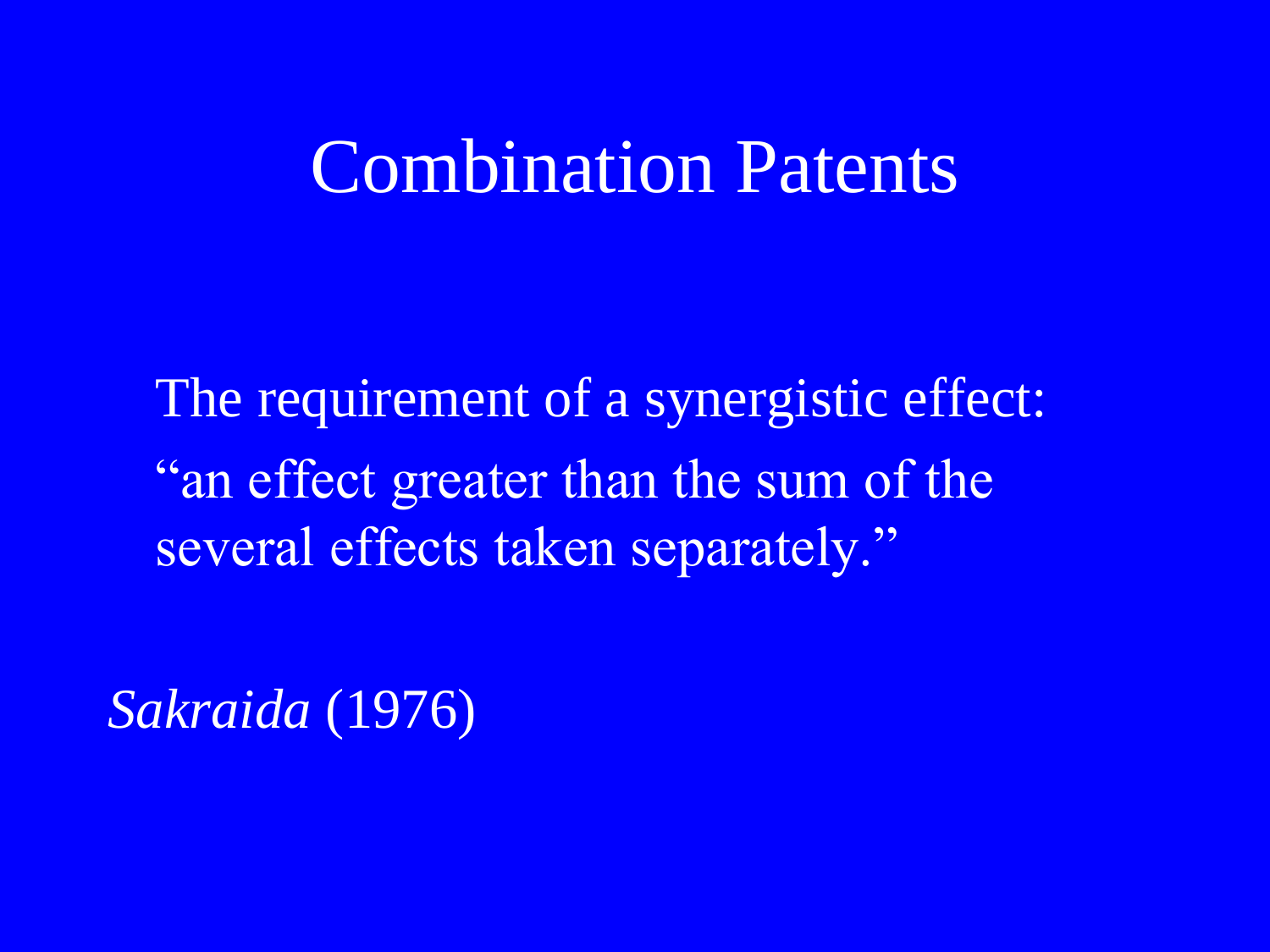# Combination Patents

The requirement of a synergistic effect: "an effect greater than the sum of the several effects taken separately."

*Sakraida* (1976)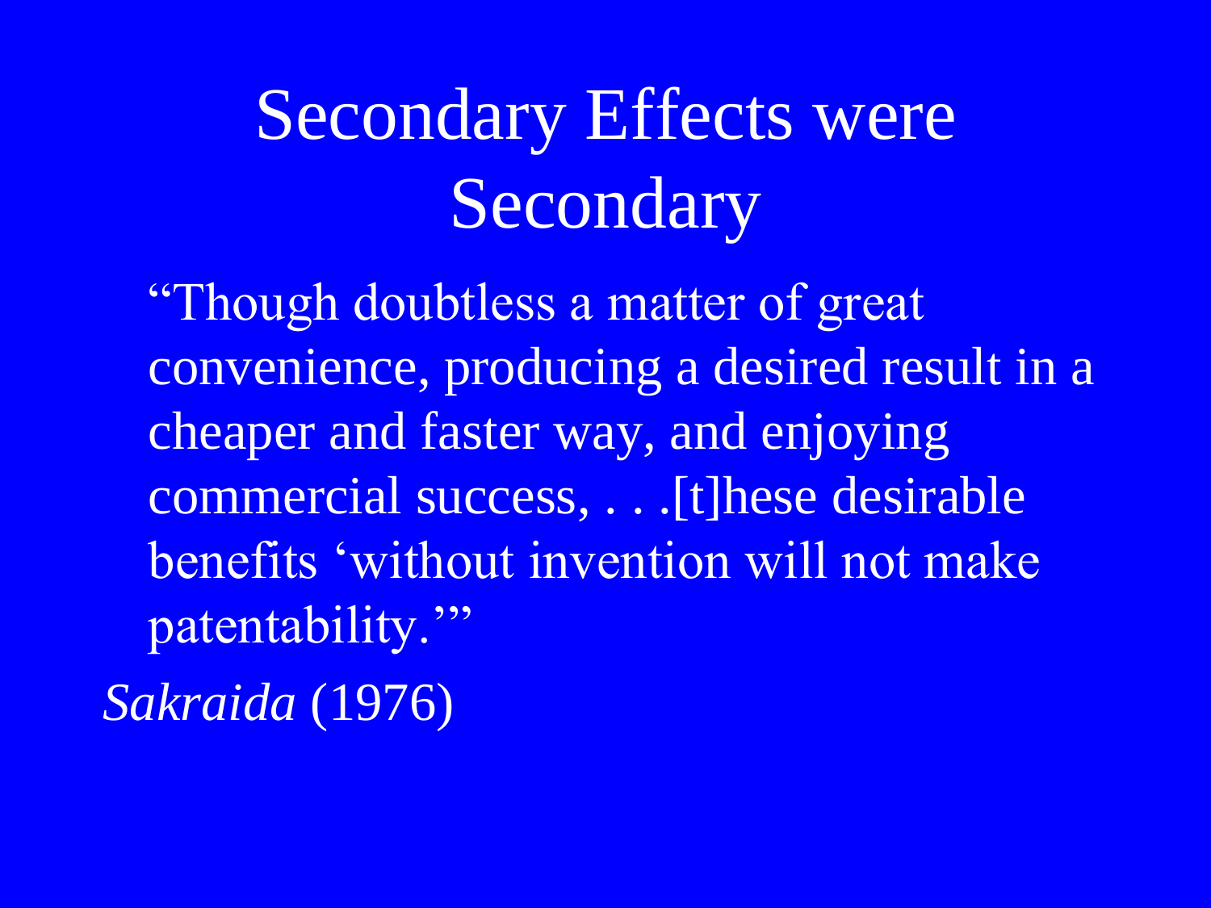# Secondary Effects were Secondary

> "Though doubtless a matter of great convenience, producing a desired result in a cheaper and faster way, and enjoying commercial success, . . .[t]hese desirable benefits 'without invention will not make patentability.'"

*Sakraida* (1976)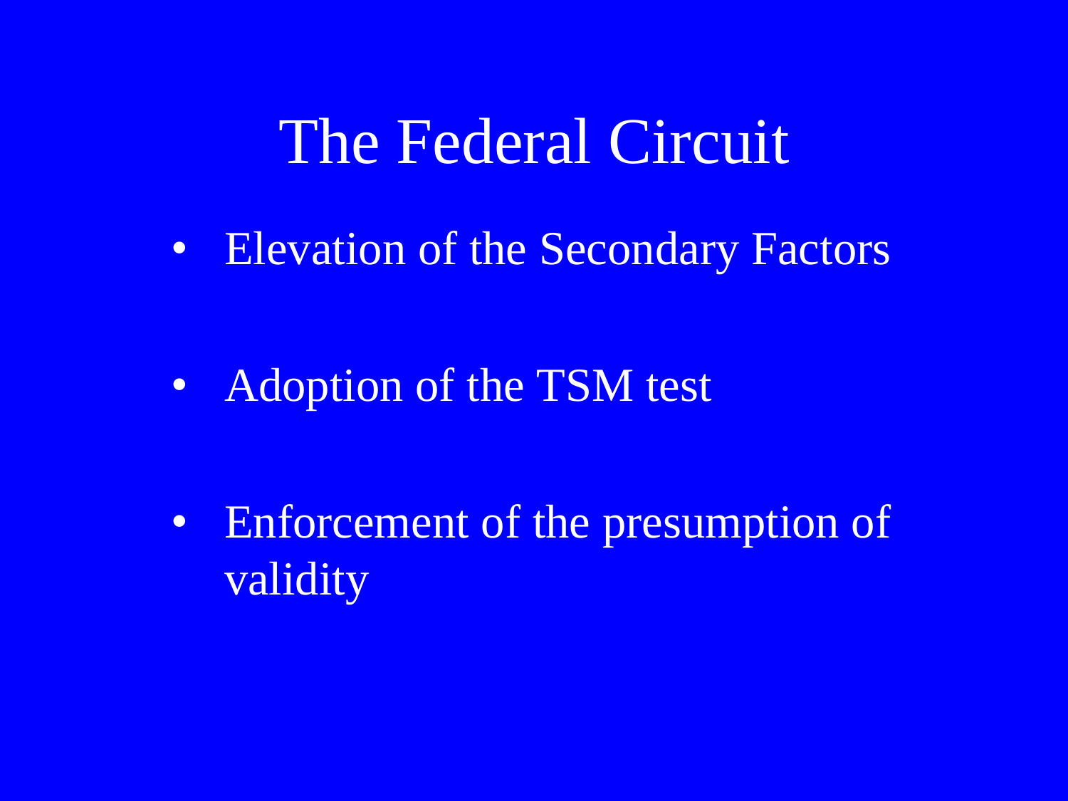# The Federal Circuit

- Elevation of the Secondary Factors
- Adoption of the TSM test
- Enforcement of the presumption of validity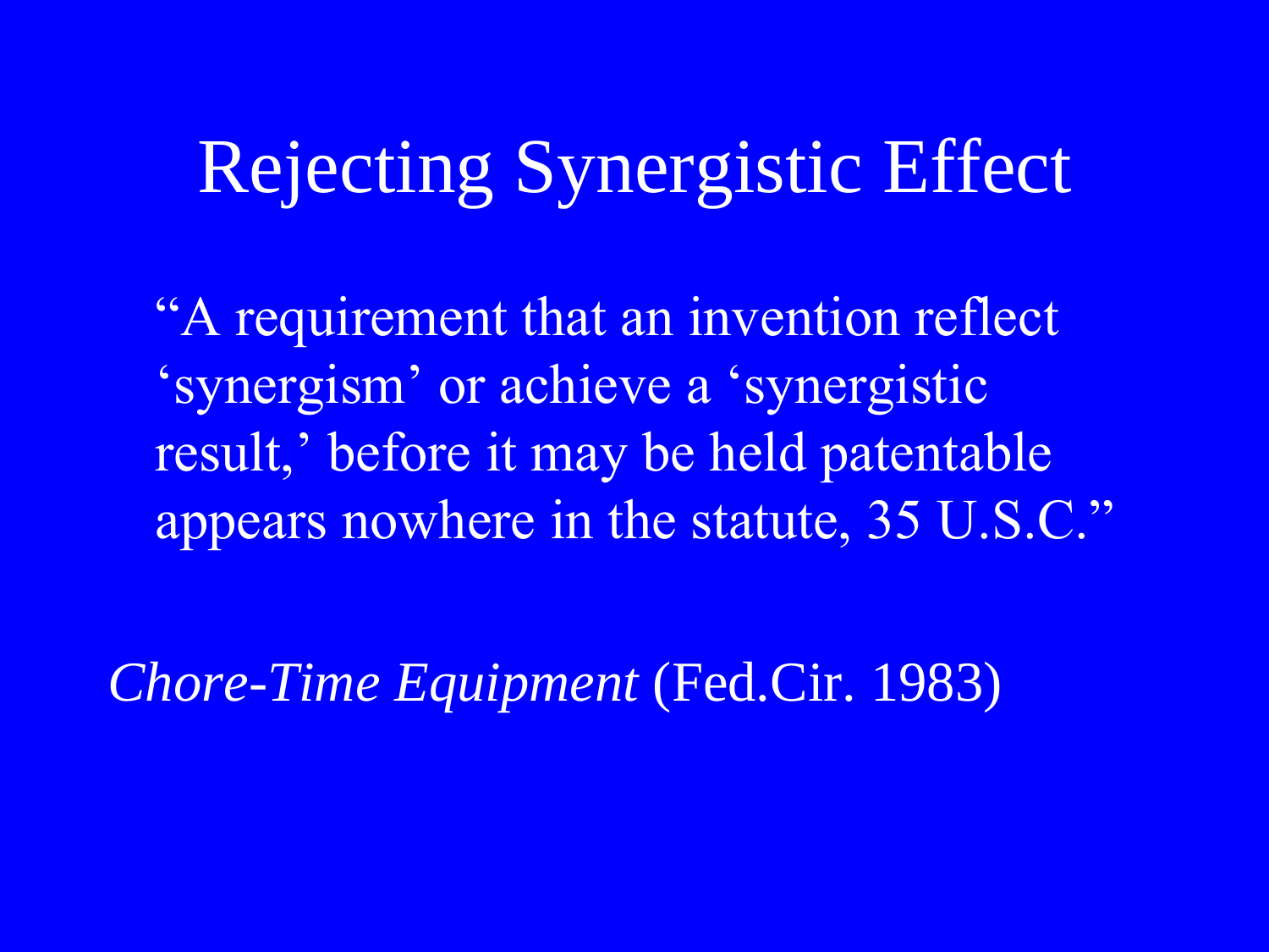# Rejecting Synergistic Effect

"A requirement that an invention reflect 'synergism' or achieve a 'synergistic result,' before it may be held patentable appears nowhere in the statute, 35 U.S.C."

*Chore-Time Equipment* (Fed.Cir. 1983)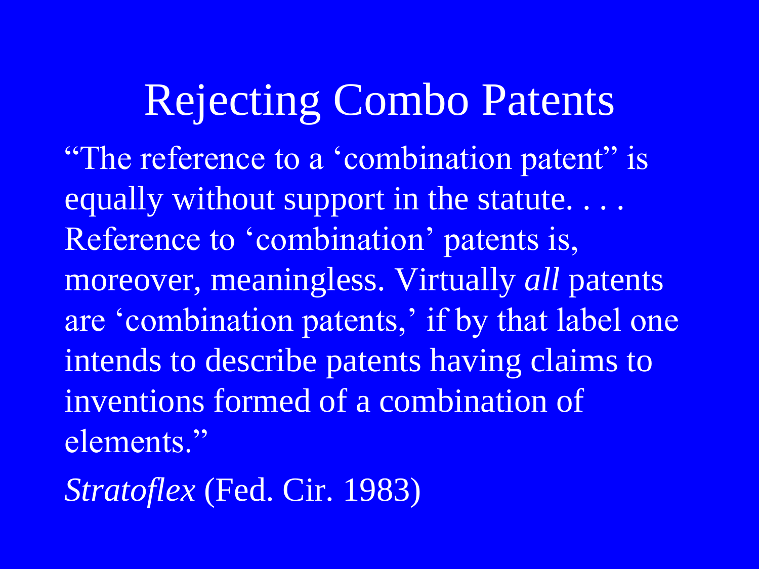# Rejecting Combo Patents

"The reference to a 'combination patent" is equally without support in the statute. . . . Reference to 'combination' patents is, moreover, meaningless. Virtually *all* patents are 'combination patents,' if by that label one intends to describe patents having claims to inventions formed of a combination of elements."

*Stratoflex* (Fed. Cir. 1983)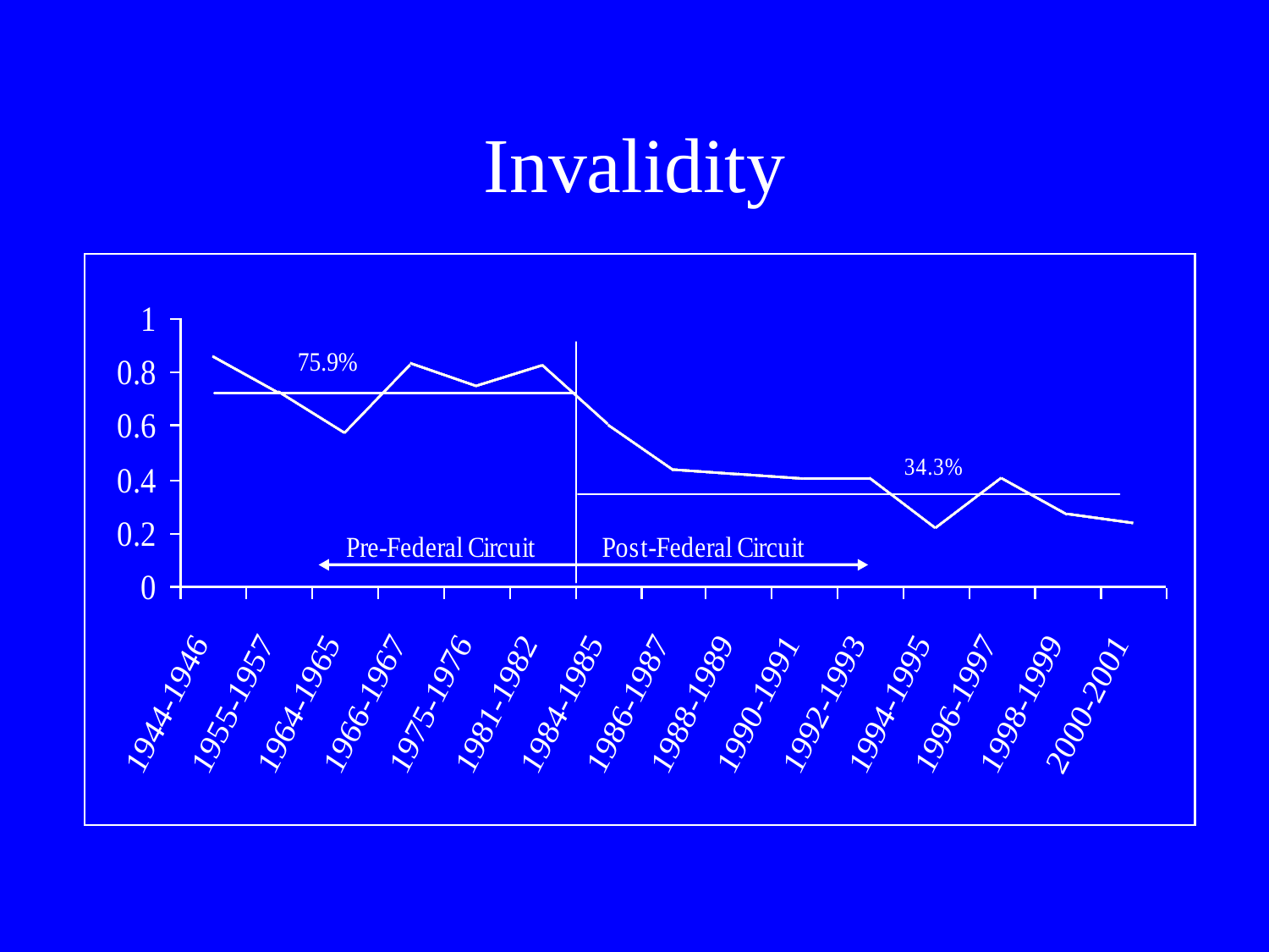# Invalidity

| Period | Invalidity rate (approx.) |
|---|---|
| 1944-1946 | 0.86 |
| 1955-1957 | |
| 1964-1965 | 0.57 |
| 1966-1967 | 0.83 |
| 1975-1976 | 0.75 |
| 1981-1982 | 0.83 |
| 1984-1985 | 0.60 |
| 1986-1987 | 0.44 |
| 1988-1989 | |
| 1990-1991 | 0.41 |
| 1992-1993 | 0.41 |
| 1994-1995 | 0.22 |
| 1996-1997 | 0.41 |
| 1998-1999 | 0.27 |
| 2000-2001 | 0.24 |

Pre-Federal Circuit: 75.9%

Post-Federal Circuit: 34.3%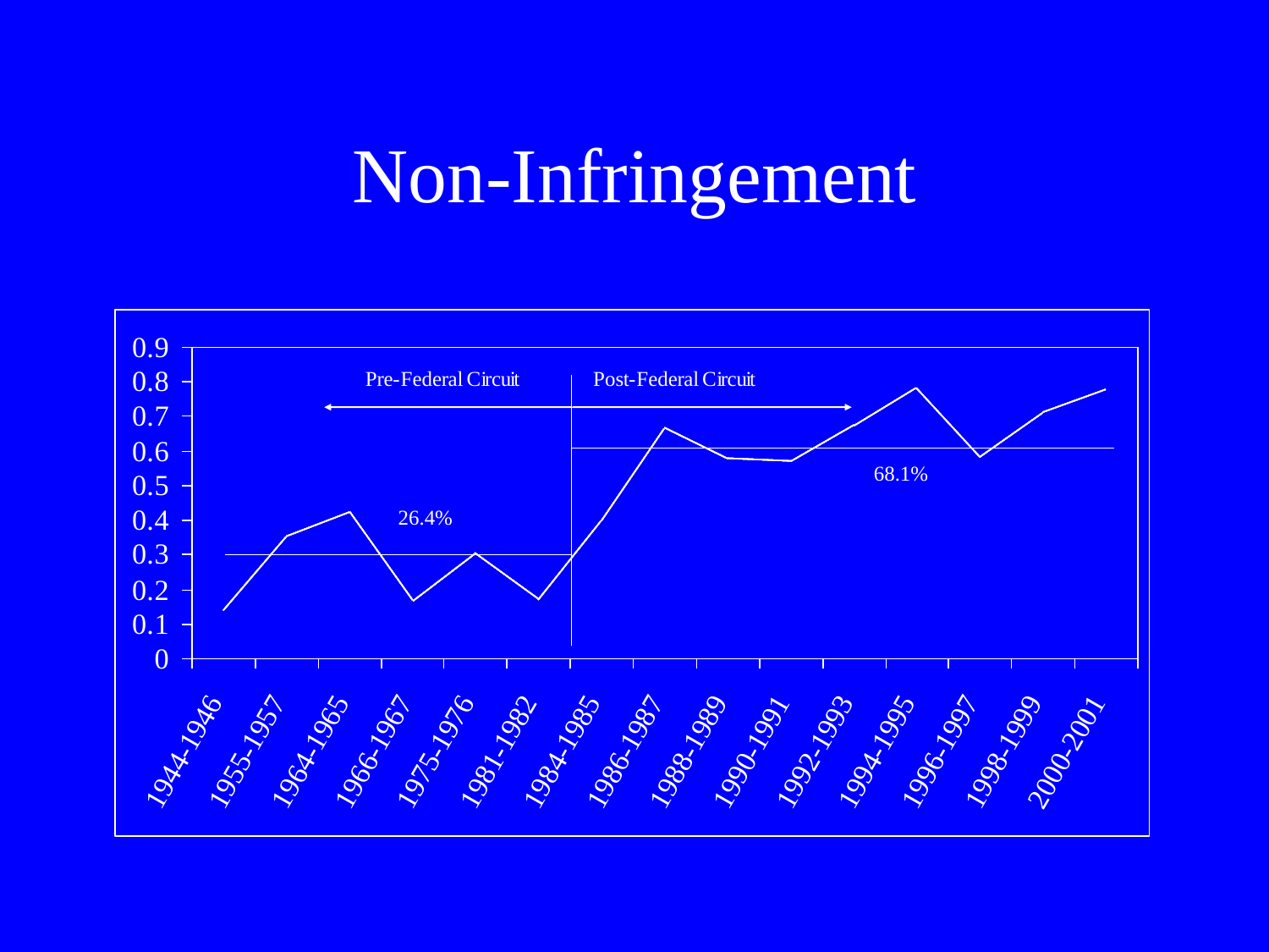# Non-Infringement

Pre-Federal Circuit | Post-Federal Circuit

26.4%

68.1%

0.9
0.8
0.7
0.6
0.5
0.4
0.3
0.2
0.1
0

1944-1946, 1955-1957, 1964-1965, 1966-1967, 1975-1976, 1981-1982, 1984-1985, 1986-1987, 1988-1989, 1990-1991, 1992-1993, 1994-1995, 1996-1997, 1998-1999, 2000-2001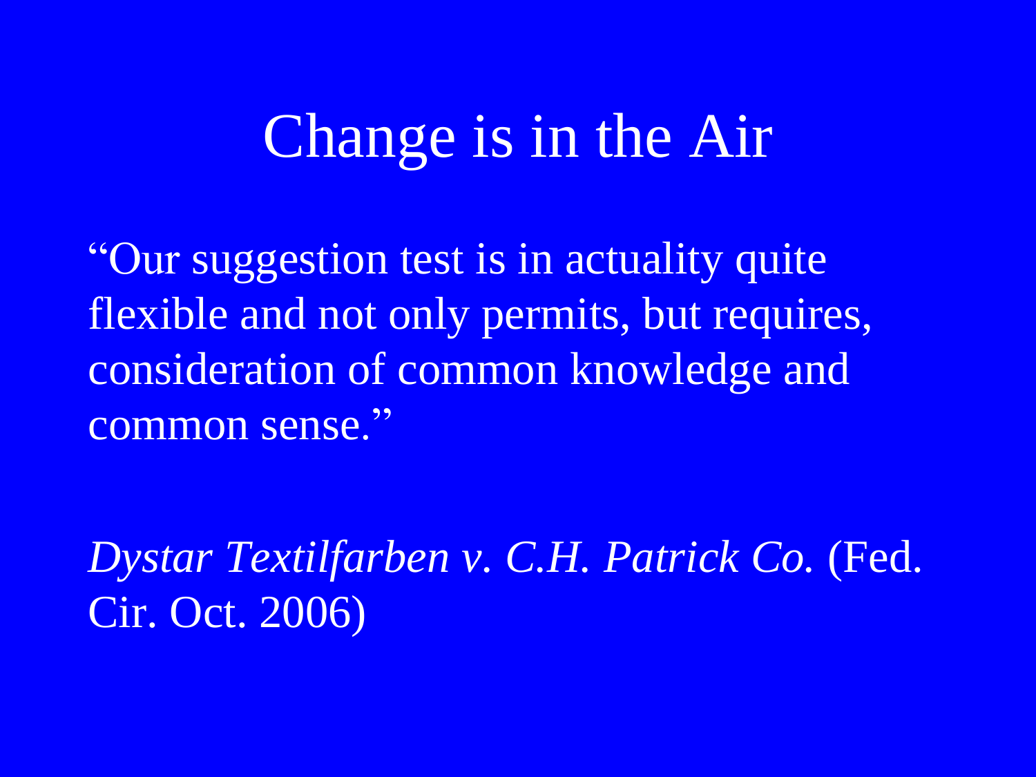# Change is in the Air

"Our suggestion test is in actuality quite flexible and not only permits, but requires, consideration of common knowledge and common sense."

*Dystar Textilfarben v. C.H. Patrick Co.* (Fed. Cir. Oct. 2006)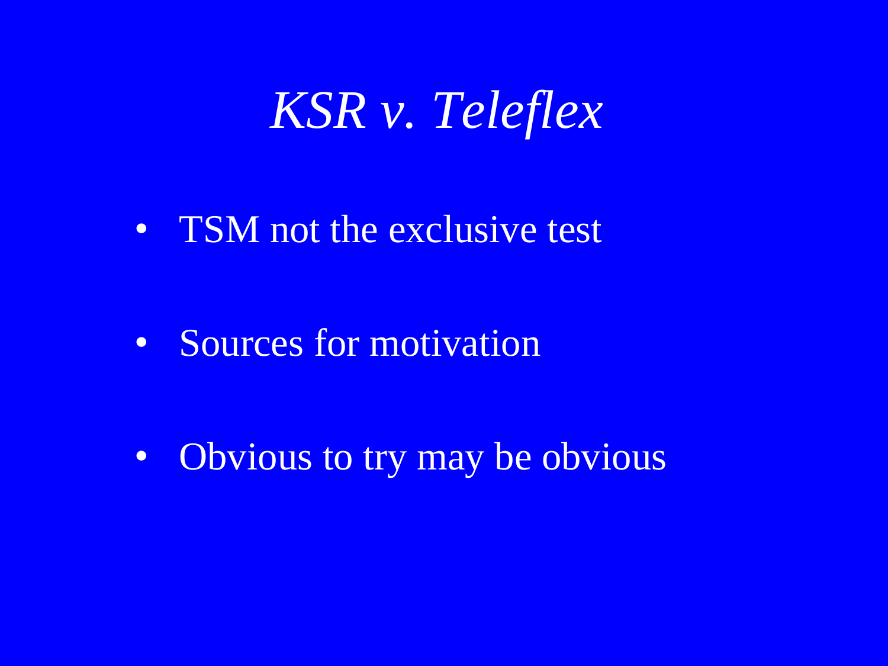# *KSR v. Teleflex*

- TSM not the exclusive test
- Sources for motivation
- Obvious to try may be obvious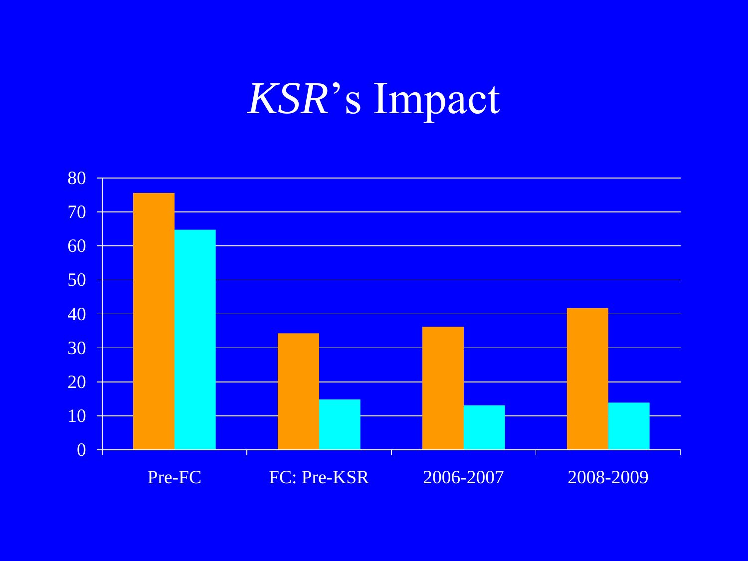# *KSR*'s Impact

80
70
60
50
40
30
20
10
0

Pre-FC | FC: Pre-KSR | 2006-2007 | 2008-2009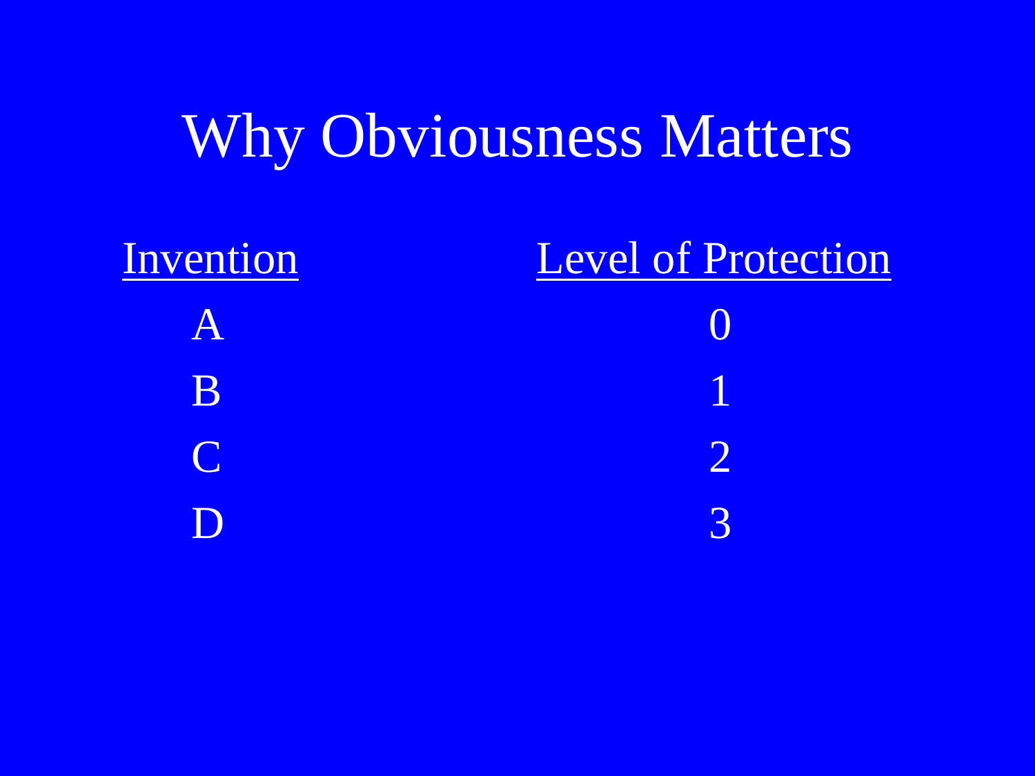# Why Obviousness Matters

| Invention | Level of Protection |
| --- | --- |
| A | 0 |
| B | 1 |
| C | 2 |
| D | 3 |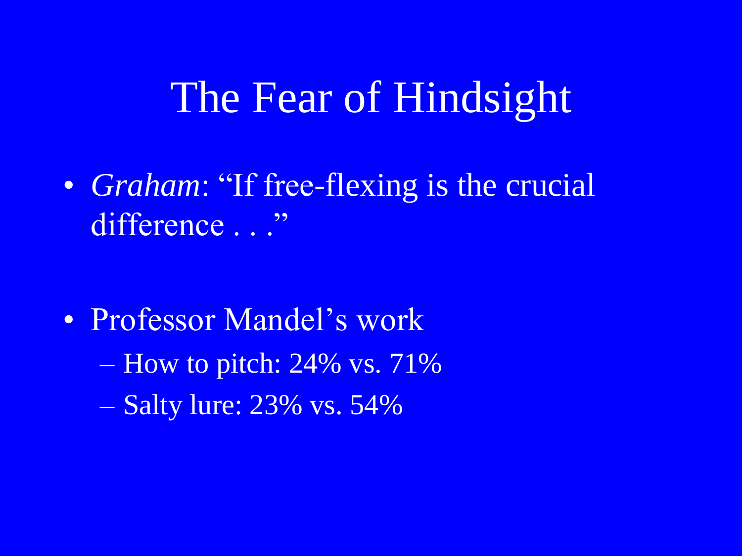# The Fear of Hindsight

- *Graham*: "If free-flexing is the crucial difference . . ."

- Professor Mandel's work
  - How to pitch: 24% vs. 71%
  - Salty lure: 23% vs. 54%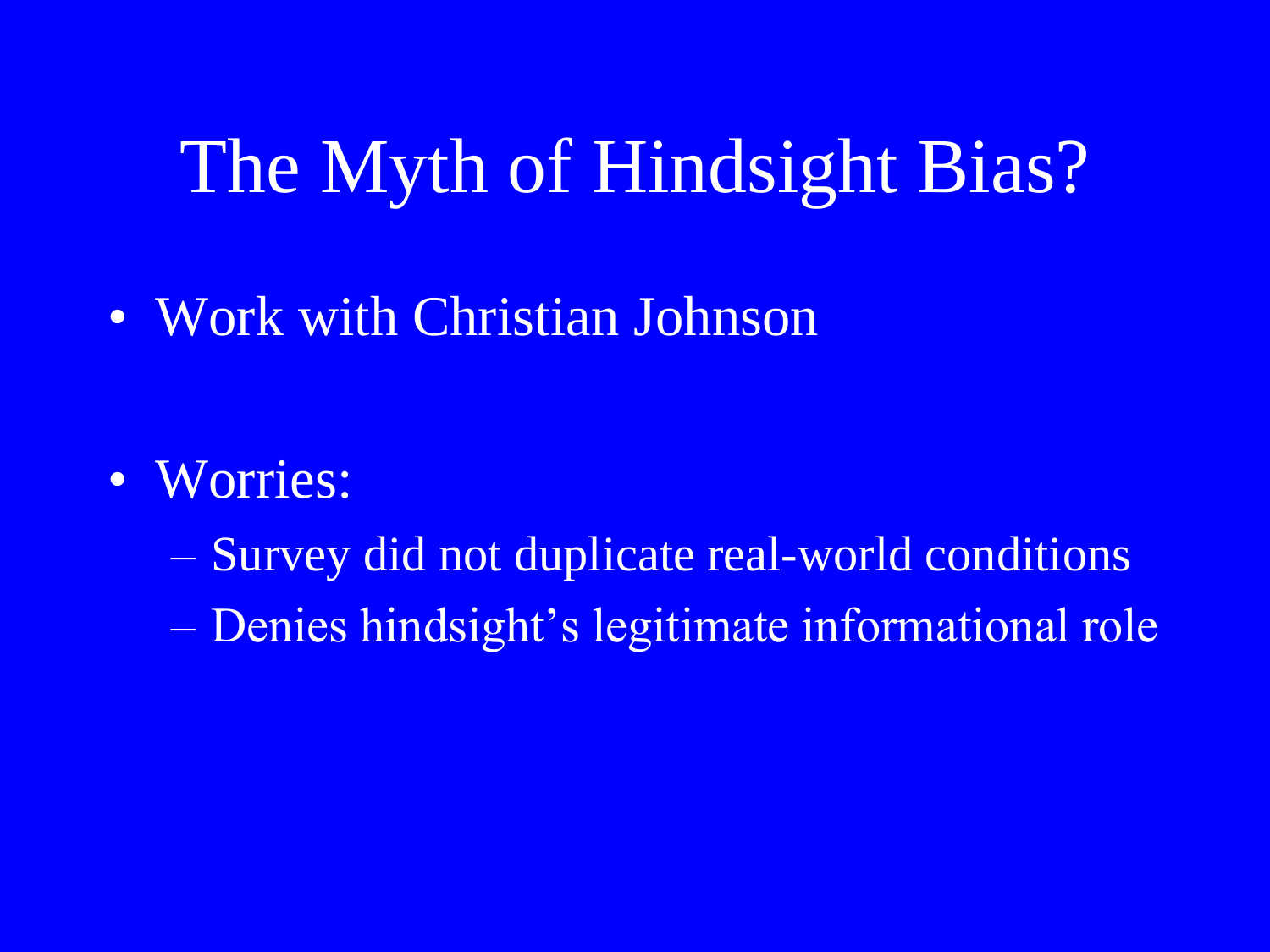# The Myth of Hindsight Bias?

- Work with Christian Johnson
- Worries:
  - Survey did not duplicate real-world conditions
  - Denies hindsight's legitimate informational role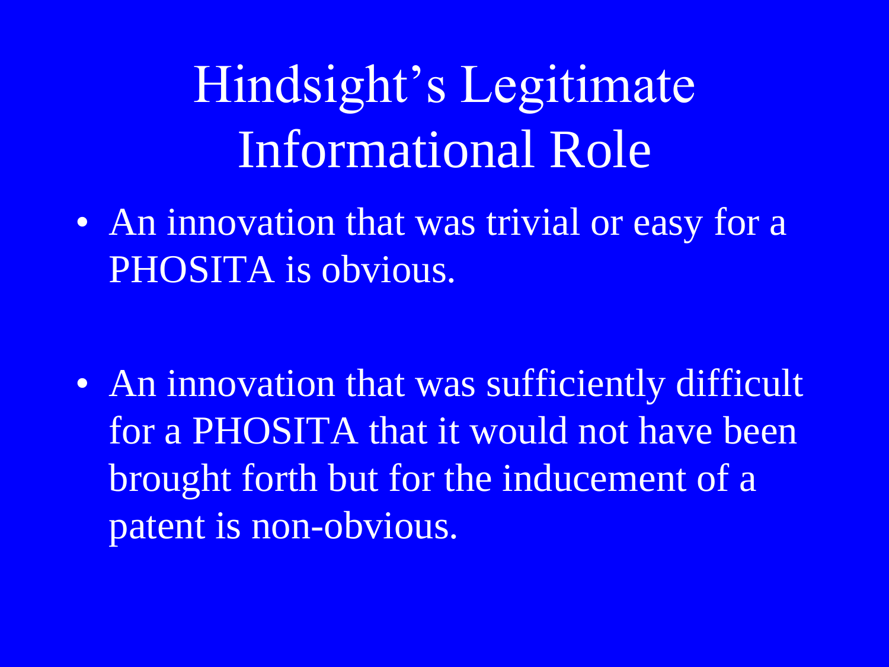# Hindsight's Legitimate Informational Role

- An innovation that was trivial or easy for a PHOSITA is obvious.
- An innovation that was sufficiently difficult for a PHOSITA that it would not have been brought forth but for the inducement of a patent is non-obvious.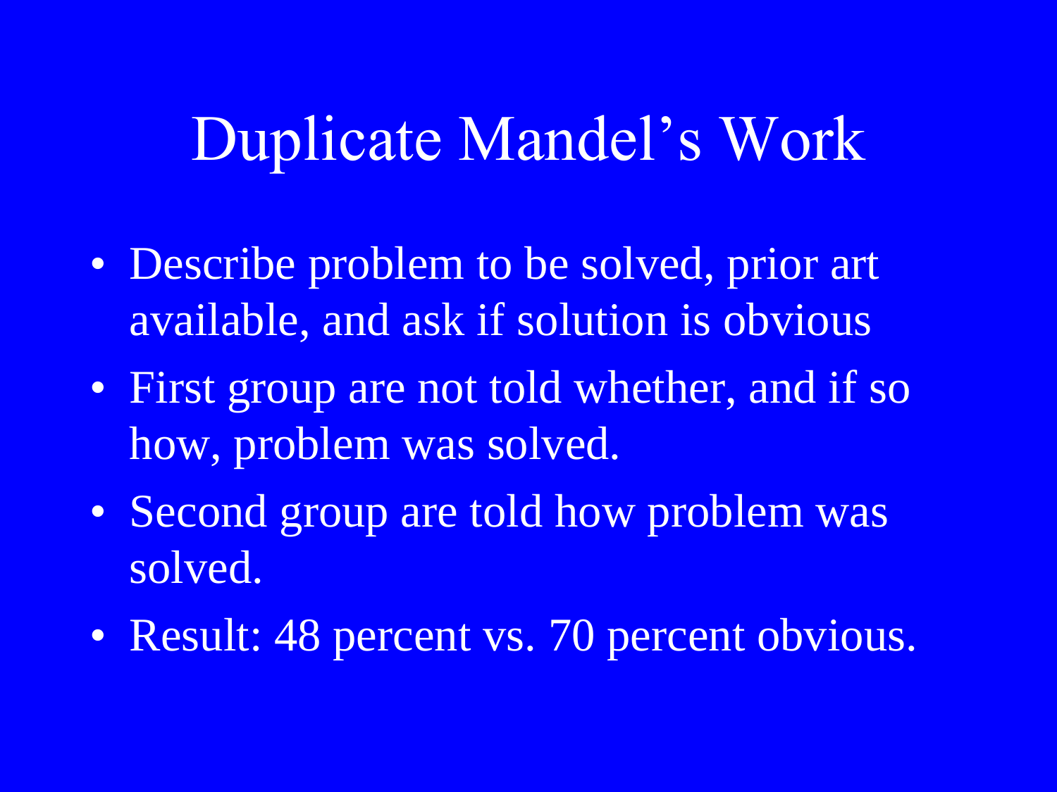# Duplicate Mandel's Work

- Describe problem to be solved, prior art available, and ask if solution is obvious
- First group are not told whether, and if so how, problem was solved.
- Second group are told how problem was solved.
- Result: 48 percent vs. 70 percent obvious.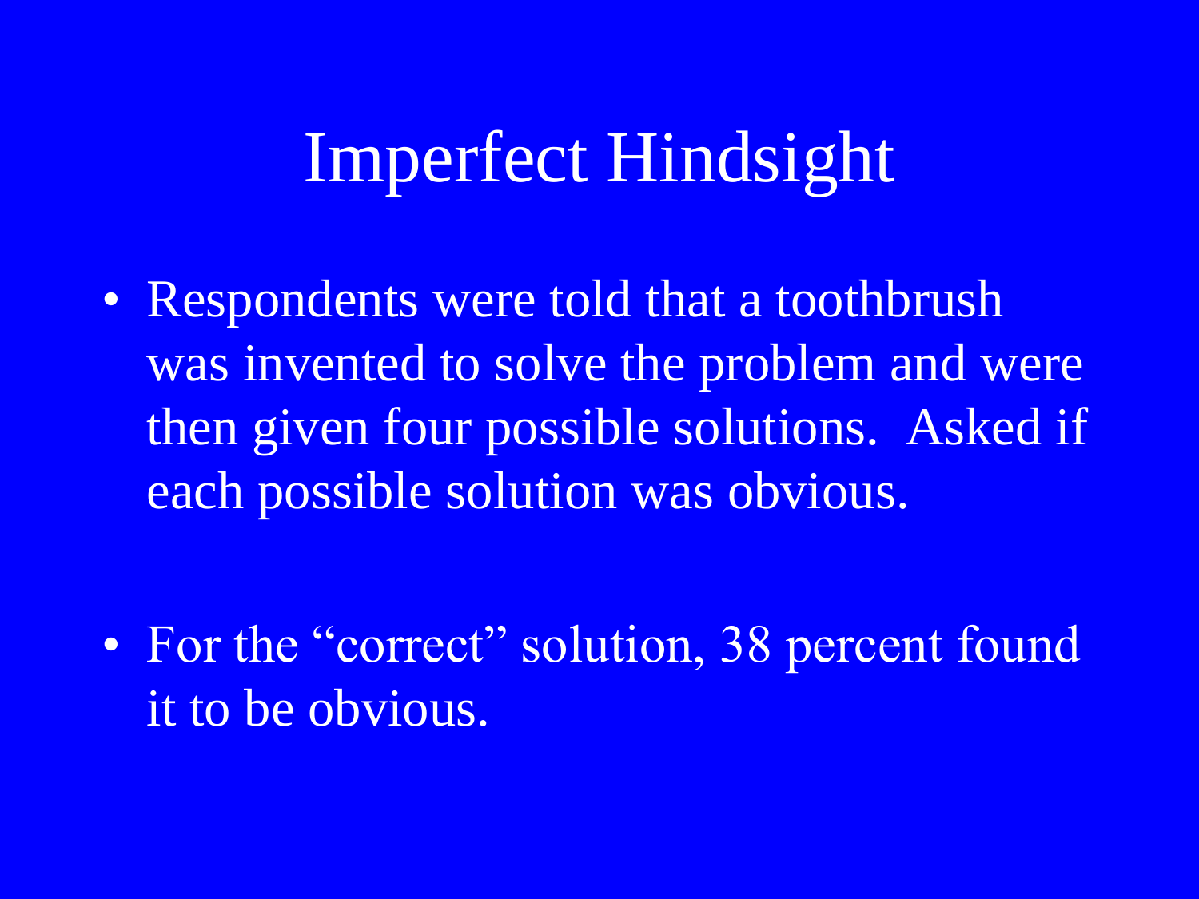# Imperfect Hindsight

- Respondents were told that a toothbrush was invented to solve the problem and were then given four possible solutions. Asked if each possible solution was obvious.

- For the “correct” solution, 38 percent found it to be obvious.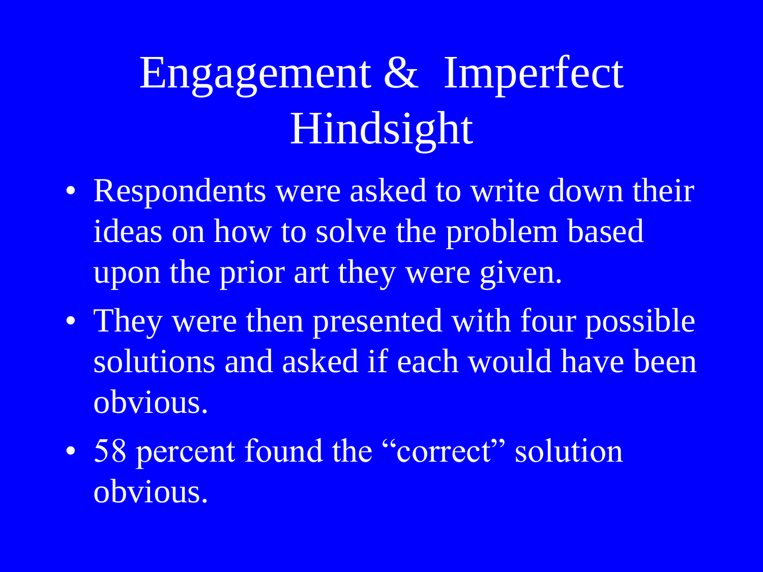# Engagement & Imperfect Hindsight

- Respondents were asked to write down their ideas on how to solve the problem based upon the prior art they were given.
- They were then presented with four possible solutions and asked if each would have been obvious.
- 58 percent found the "correct" solution obvious.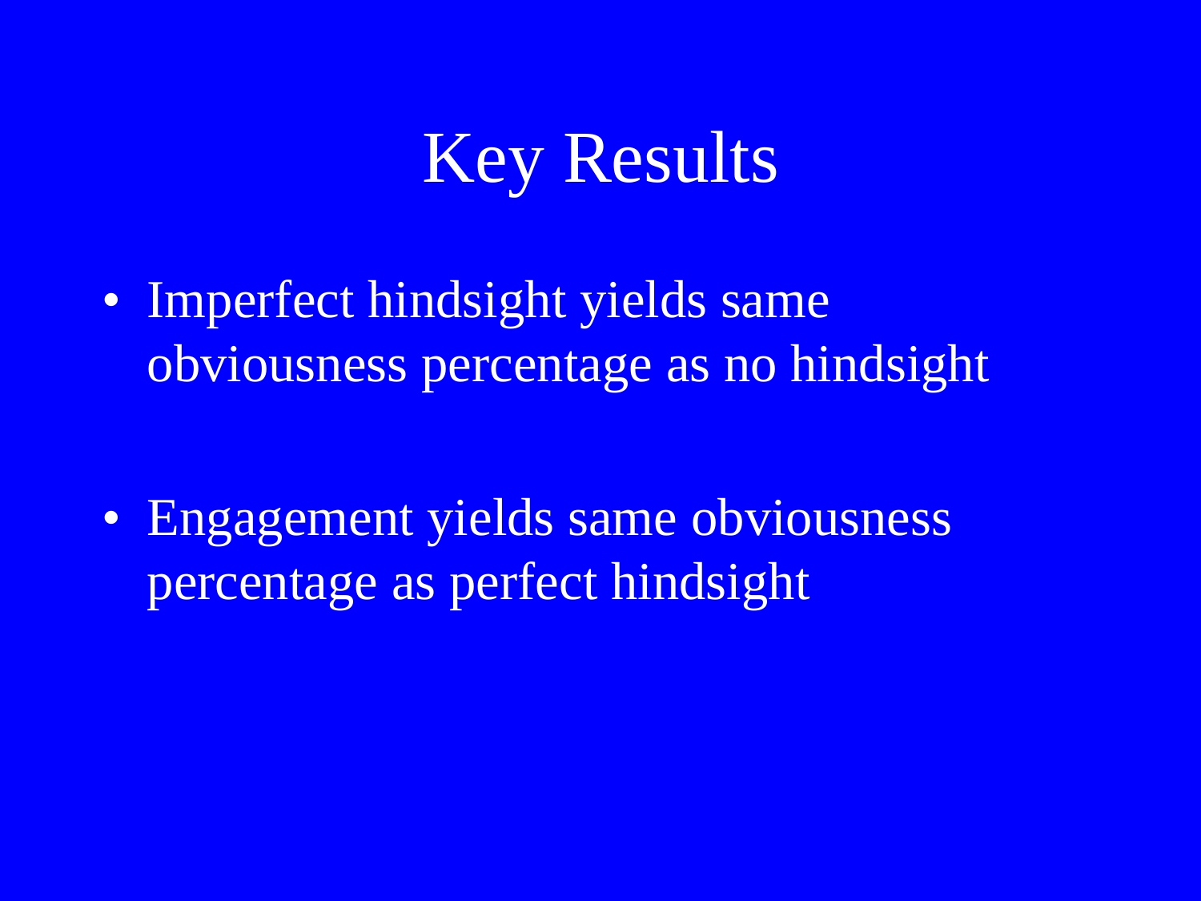# Key Results

- Imperfect hindsight yields same obviousness percentage as no hindsight

- Engagement yields same obviousness percentage as perfect hindsight